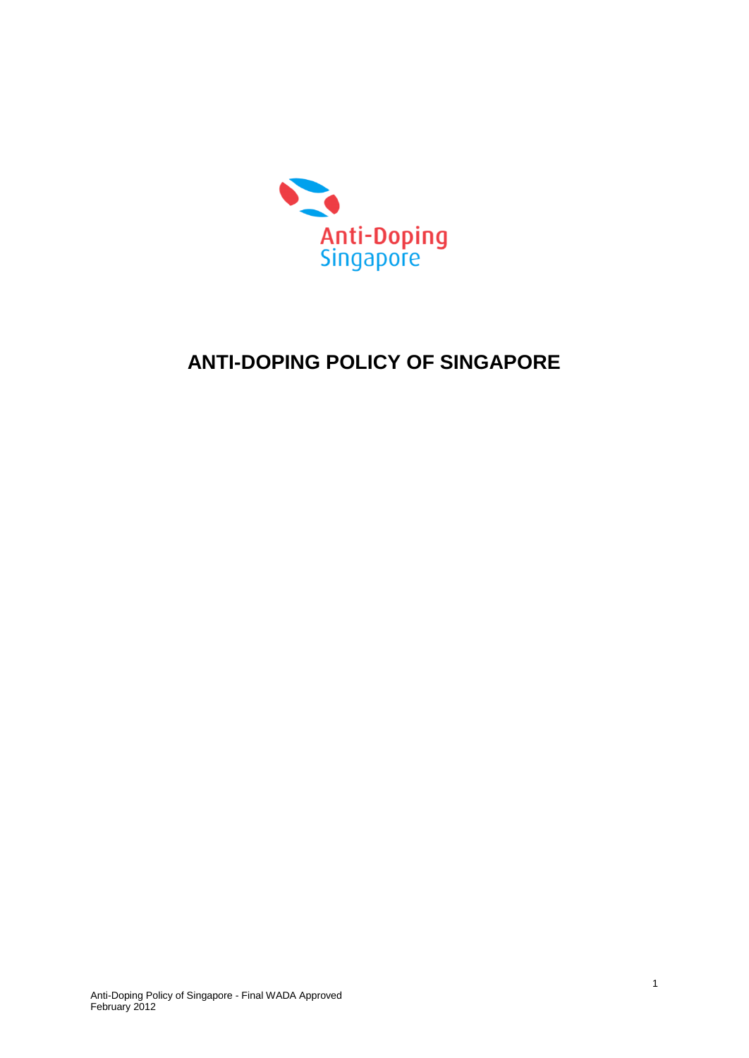Anti-Doping Singapore

# ANTI-DOPING POLICY OF SINGAPORE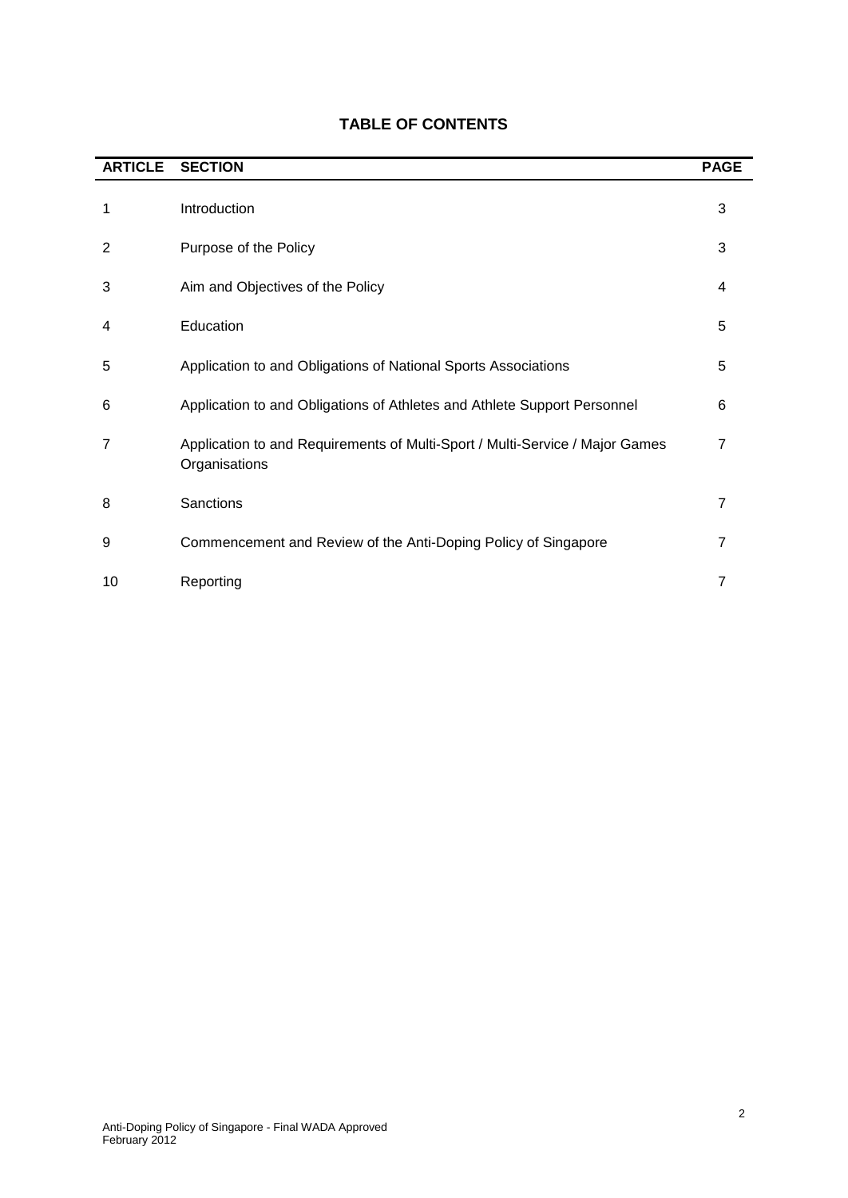# TABLE OF CONTENTS

| ARTICLE | SECTION | PAGE |
|---|---|---|
| 1 | Introduction | 3 |
| 2 | Purpose of the Policy | 3 |
| 3 | Aim and Objectives of the Policy | 4 |
| 4 | Education | 5 |
| 5 | Application to and Obligations of National Sports Associations | 5 |
| 6 | Application to and Obligations of Athletes and Athlete Support Personnel | 6 |
| 7 | Application to and Requirements of Multi-Sport / Multi-Service / Major Games Organisations | 7 |
| 8 | Sanctions | 7 |
| 9 | Commencement and Review of the Anti-Doping Policy of Singapore | 7 |
| 10 | Reporting | 7 |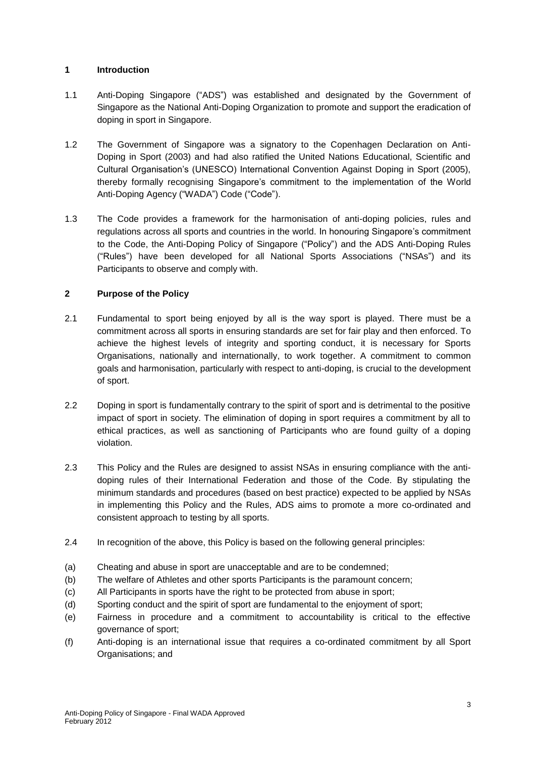## 1 Introduction

1.1 Anti-Doping Singapore ("ADS") was established and designated by the Government of Singapore as the National Anti-Doping Organization to promote and support the eradication of doping in sport in Singapore.

1.2 The Government of Singapore was a signatory to the Copenhagen Declaration on Anti-Doping in Sport (2003) and had also ratified the United Nations Educational, Scientific and Cultural Organisation's (UNESCO) International Convention Against Doping in Sport (2005), thereby formally recognising Singapore's commitment to the implementation of the World Anti-Doping Agency ("WADA") Code ("Code").

1.3 The Code provides a framework for the harmonisation of anti-doping policies, rules and regulations across all sports and countries in the world. In honouring Singapore's commitment to the Code, the Anti-Doping Policy of Singapore ("Policy") and the ADS Anti-Doping Rules ("Rules") have been developed for all National Sports Associations ("NSAs") and its Participants to observe and comply with.

## 2 Purpose of the Policy

2.1 Fundamental to sport being enjoyed by all is the way sport is played. There must be a commitment across all sports in ensuring standards are set for fair play and then enforced. To achieve the highest levels of integrity and sporting conduct, it is necessary for Sports Organisations, nationally and internationally, to work together. A commitment to common goals and harmonisation, particularly with respect to anti-doping, is crucial to the development of sport.

2.2 Doping in sport is fundamentally contrary to the spirit of sport and is detrimental to the positive impact of sport in society. The elimination of doping in sport requires a commitment by all to ethical practices, as well as sanctioning of Participants who are found guilty of a doping violation.

2.3 This Policy and the Rules are designed to assist NSAs in ensuring compliance with the anti-doping rules of their International Federation and those of the Code. By stipulating the minimum standards and procedures (based on best practice) expected to be applied by NSAs in implementing this Policy and the Rules, ADS aims to promote a more co-ordinated and consistent approach to testing by all sports.

2.4 In recognition of the above, this Policy is based on the following general principles:

(a) Cheating and abuse in sport are unacceptable and are to be condemned;

(b) The welfare of Athletes and other sports Participants is the paramount concern;

(c) All Participants in sports have the right to be protected from abuse in sport;

(d) Sporting conduct and the spirit of sport are fundamental to the enjoyment of sport;

(e) Fairness in procedure and a commitment to accountability is critical to the effective governance of sport;

(f) Anti-doping is an international issue that requires a co-ordinated commitment by all Sport Organisations; and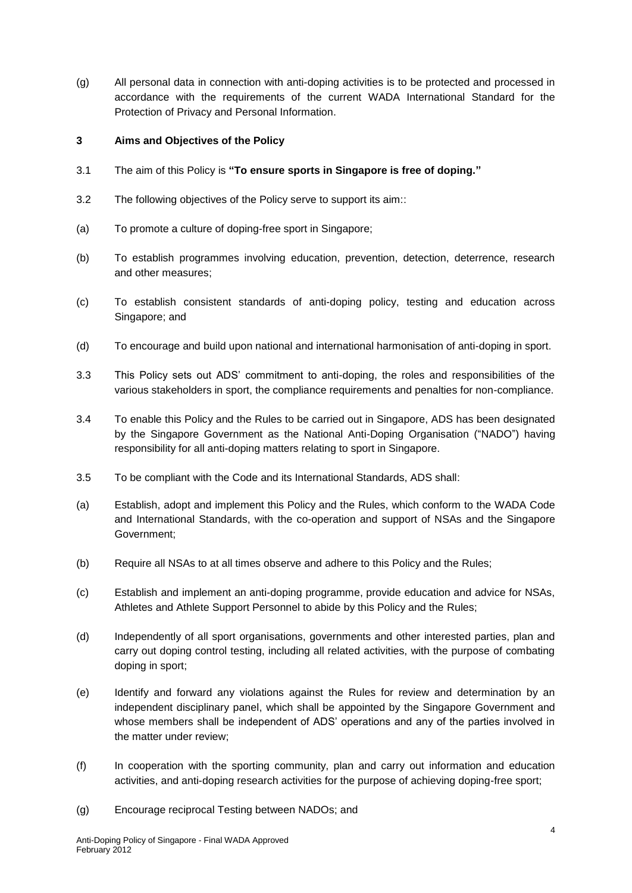(g) All personal data in connection with anti-doping activities is to be protected and processed in accordance with the requirements of the current WADA International Standard for the Protection of Privacy and Personal Information.

## 3 Aims and Objectives of the Policy

3.1 The aim of this Policy is **"To ensure sports in Singapore is free of doping."**

3.2 The following objectives of the Policy serve to support its aim::

(a) To promote a culture of doping-free sport in Singapore;

(b) To establish programmes involving education, prevention, detection, deterrence, research and other measures;

(c) To establish consistent standards of anti-doping policy, testing and education across Singapore; and

(d) To encourage and build upon national and international harmonisation of anti-doping in sport.

3.3 This Policy sets out ADS' commitment to anti-doping, the roles and responsibilities of the various stakeholders in sport, the compliance requirements and penalties for non-compliance.

3.4 To enable this Policy and the Rules to be carried out in Singapore, ADS has been designated by the Singapore Government as the National Anti-Doping Organisation ("NADO") having responsibility for all anti-doping matters relating to sport in Singapore.

3.5 To be compliant with the Code and its International Standards, ADS shall:

(a) Establish, adopt and implement this Policy and the Rules, which conform to the WADA Code and International Standards, with the co-operation and support of NSAs and the Singapore Government;

(b) Require all NSAs to at all times observe and adhere to this Policy and the Rules;

(c) Establish and implement an anti-doping programme, provide education and advice for NSAs, Athletes and Athlete Support Personnel to abide by this Policy and the Rules;

(d) Independently of all sport organisations, governments and other interested parties, plan and carry out doping control testing, including all related activities, with the purpose of combating doping in sport;

(e) Identify and forward any violations against the Rules for review and determination by an independent disciplinary panel, which shall be appointed by the Singapore Government and whose members shall be independent of ADS' operations and any of the parties involved in the matter under review;

(f) In cooperation with the sporting community, plan and carry out information and education activities, and anti-doping research activities for the purpose of achieving doping-free sport;

(g) Encourage reciprocal Testing between NADOs; and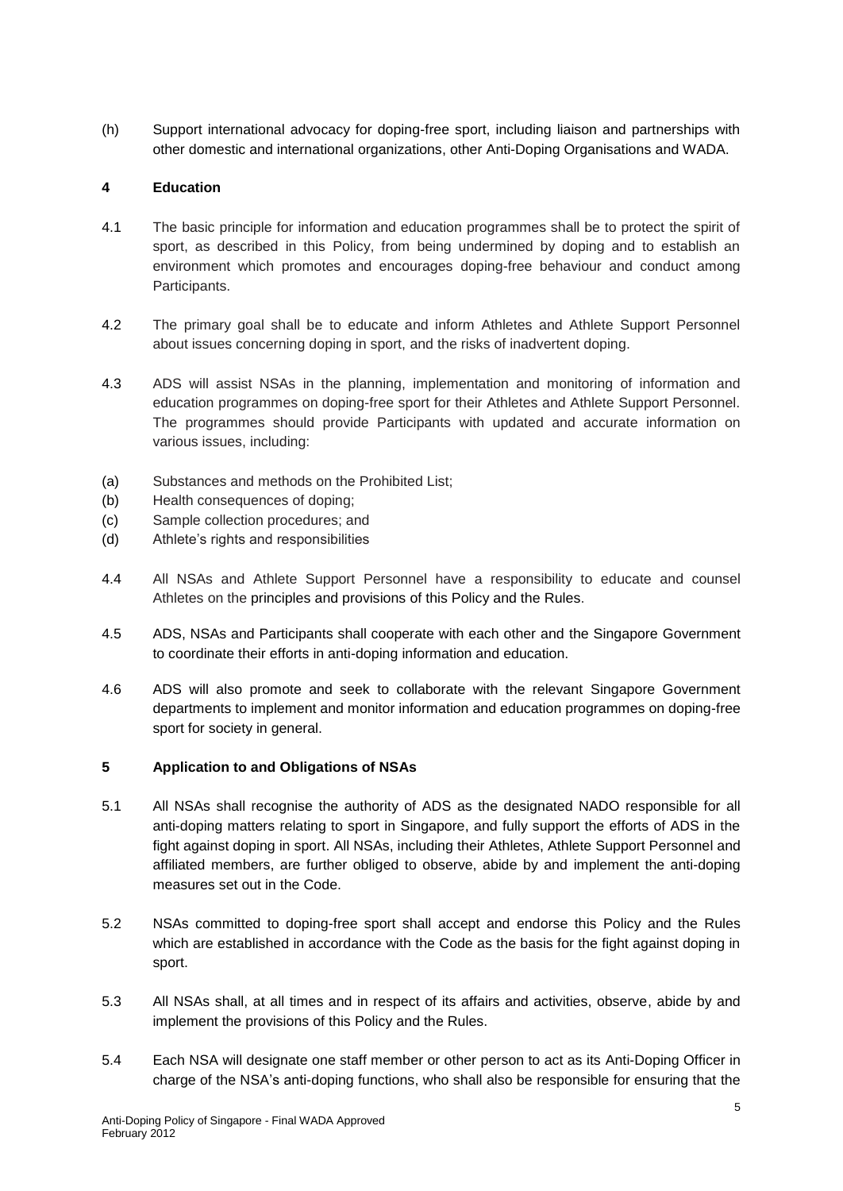(h) Support international advocacy for doping-free sport, including liaison and partnerships with other domestic and international organizations, other Anti-Doping Organisations and WADA.

## 4 Education

4.1 The basic principle for information and education programmes shall be to protect the spirit of sport, as described in this Policy, from being undermined by doping and to establish an environment which promotes and encourages doping-free behaviour and conduct among Participants.

4.2 The primary goal shall be to educate and inform Athletes and Athlete Support Personnel about issues concerning doping in sport, and the risks of inadvertent doping.

4.3 ADS will assist NSAs in the planning, implementation and monitoring of information and education programmes on doping-free sport for their Athletes and Athlete Support Personnel. The programmes should provide Participants with updated and accurate information on various issues, including:

(a) Substances and methods on the Prohibited List;
(b) Health consequences of doping;
(c) Sample collection procedures; and
(d) Athlete's rights and responsibilities

4.4 All NSAs and Athlete Support Personnel have a responsibility to educate and counsel Athletes on the principles and provisions of this Policy and the Rules.

4.5 ADS, NSAs and Participants shall cooperate with each other and the Singapore Government to coordinate their efforts in anti-doping information and education.

4.6 ADS will also promote and seek to collaborate with the relevant Singapore Government departments to implement and monitor information and education programmes on doping-free sport for society in general.

## 5 Application to and Obligations of NSAs

5.1 All NSAs shall recognise the authority of ADS as the designated NADO responsible for all anti-doping matters relating to sport in Singapore, and fully support the efforts of ADS in the fight against doping in sport. All NSAs, including their Athletes, Athlete Support Personnel and affiliated members, are further obliged to observe, abide by and implement the anti-doping measures set out in the Code.

5.2 NSAs committed to doping-free sport shall accept and endorse this Policy and the Rules which are established in accordance with the Code as the basis for the fight against doping in sport.

5.3 All NSAs shall, at all times and in respect of its affairs and activities, observe, abide by and implement the provisions of this Policy and the Rules.

5.4 Each NSA will designate one staff member or other person to act as its Anti-Doping Officer in charge of the NSA's anti-doping functions, who shall also be responsible for ensuring that the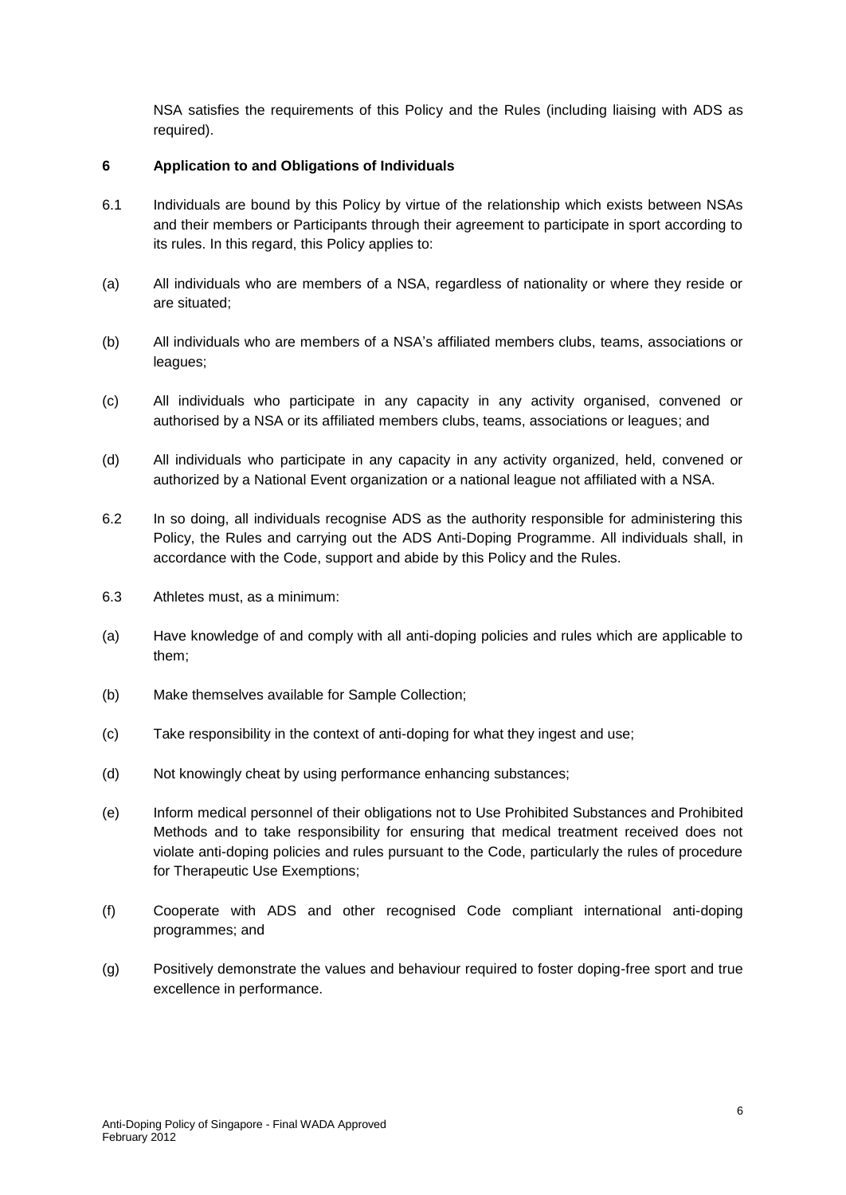NSA satisfies the requirements of this Policy and the Rules (including liaising with ADS as required).

## 6 Application to and Obligations of Individuals

6.1 Individuals are bound by this Policy by virtue of the relationship which exists between NSAs and their members or Participants through their agreement to participate in sport according to its rules. In this regard, this Policy applies to:

(a) All individuals who are members of a NSA, regardless of nationality or where they reside or are situated;

(b) All individuals who are members of a NSA's affiliated members clubs, teams, associations or leagues;

(c) All individuals who participate in any capacity in any activity organised, convened or authorised by a NSA or its affiliated members clubs, teams, associations or leagues; and

(d) All individuals who participate in any capacity in any activity organized, held, convened or authorized by a National Event organization or a national league not affiliated with a NSA.

6.2 In so doing, all individuals recognise ADS as the authority responsible for administering this Policy, the Rules and carrying out the ADS Anti-Doping Programme. All individuals shall, in accordance with the Code, support and abide by this Policy and the Rules.

6.3 Athletes must, as a minimum:

(a) Have knowledge of and comply with all anti-doping policies and rules which are applicable to them;

(b) Make themselves available for Sample Collection;

(c) Take responsibility in the context of anti-doping for what they ingest and use;

(d) Not knowingly cheat by using performance enhancing substances;

(e) Inform medical personnel of their obligations not to Use Prohibited Substances and Prohibited Methods and to take responsibility for ensuring that medical treatment received does not violate anti-doping policies and rules pursuant to the Code, particularly the rules of procedure for Therapeutic Use Exemptions;

(f) Cooperate with ADS and other recognised Code compliant international anti-doping programmes; and

(g) Positively demonstrate the values and behaviour required to foster doping-free sport and true excellence in performance.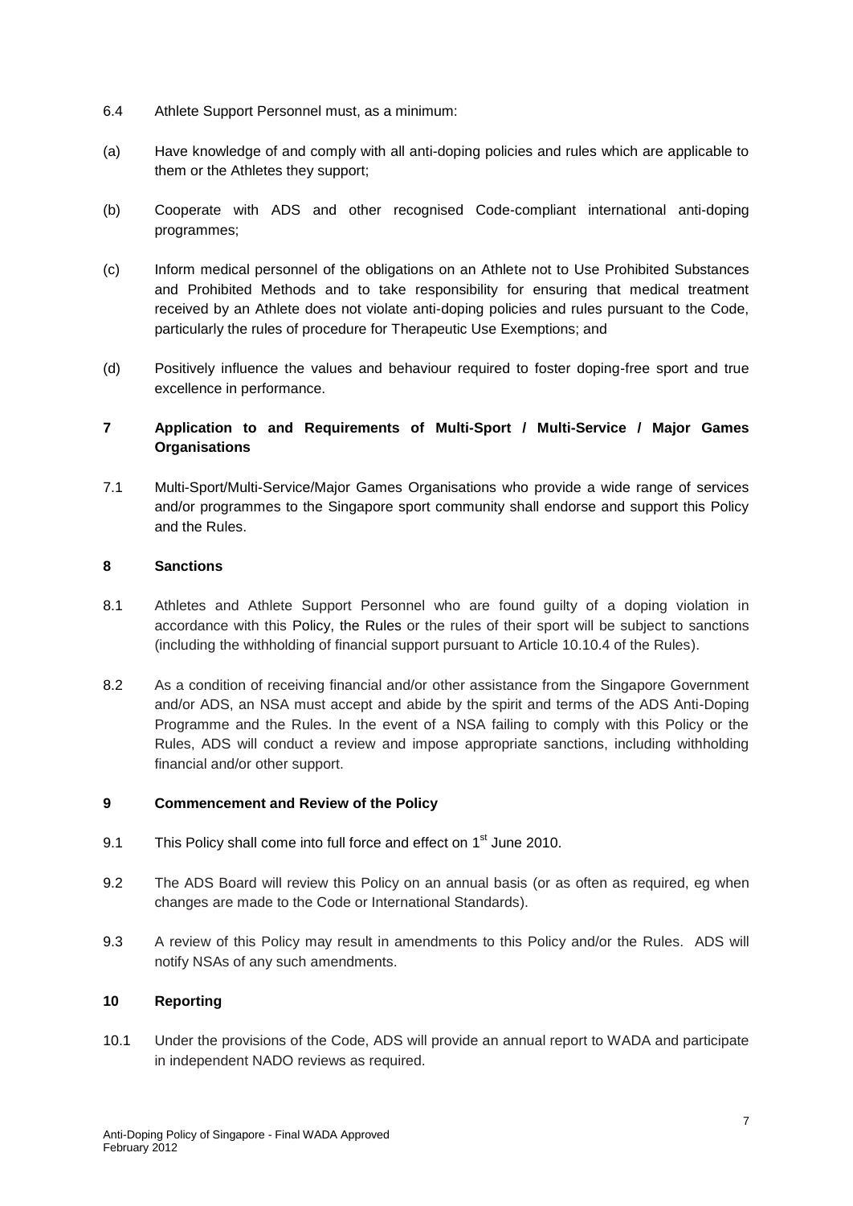6.4 Athlete Support Personnel must, as a minimum:

(a) Have knowledge of and comply with all anti-doping policies and rules which are applicable to them or the Athletes they support;

(b) Cooperate with ADS and other recognised Code-compliant international anti-doping programmes;

(c) Inform medical personnel of the obligations on an Athlete not to Use Prohibited Substances and Prohibited Methods and to take responsibility for ensuring that medical treatment received by an Athlete does not violate anti-doping policies and rules pursuant to the Code, particularly the rules of procedure for Therapeutic Use Exemptions; and

(d) Positively influence the values and behaviour required to foster doping-free sport and true excellence in performance.

## 7 Application to and Requirements of Multi-Sport / Multi-Service / Major Games Organisations

7.1 Multi-Sport/Multi-Service/Major Games Organisations who provide a wide range of services and/or programmes to the Singapore sport community shall endorse and support this Policy and the Rules.

## 8 Sanctions

8.1 Athletes and Athlete Support Personnel who are found guilty of a doping violation in accordance with this Policy, the Rules or the rules of their sport will be subject to sanctions (including the withholding of financial support pursuant to Article 10.10.4 of the Rules).

8.2 As a condition of receiving financial and/or other assistance from the Singapore Government and/or ADS, an NSA must accept and abide by the spirit and terms of the ADS Anti-Doping Programme and the Rules. In the event of a NSA failing to comply with this Policy or the Rules, ADS will conduct a review and impose appropriate sanctions, including withholding financial and/or other support.

## 9 Commencement and Review of the Policy

9.1 This Policy shall come into full force and effect on 1st June 2010.

9.2 The ADS Board will review this Policy on an annual basis (or as often as required, eg when changes are made to the Code or International Standards).

9.3 A review of this Policy may result in amendments to this Policy and/or the Rules. ADS will notify NSAs of any such amendments.

## 10 Reporting

10.1 Under the provisions of the Code, ADS will provide an annual report to WADA and participate in independent NADO reviews as required.